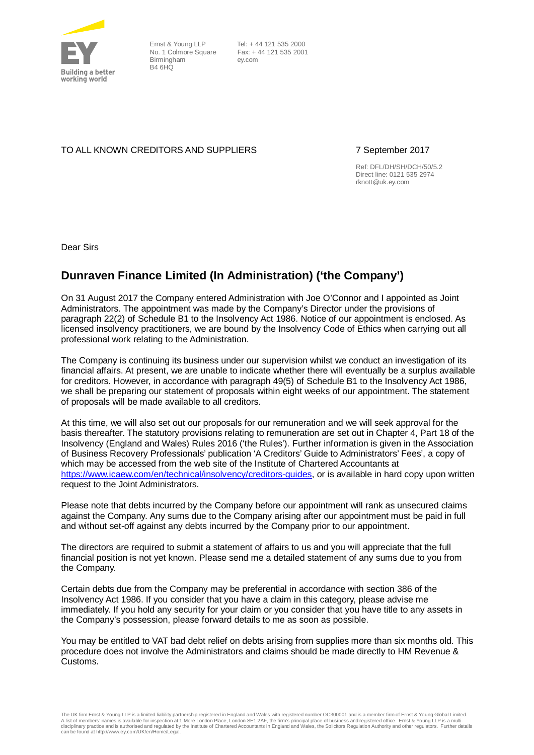Building a better working world

Ernst & Young LLP
No. 1 Colmore Square
Birmingham
B4 6HQ

Tel: + 44 121 535 2000
Fax: + 44 121 535 2001
ey.com

TO ALL KNOWN CREDITORS AND SUPPLIERS

7 September 2017

Ref: DFL/DH/SH/DCH/50/5.2
Direct line: 0121 535 2974
rknott@uk.ey.com

Dear Sirs

## Dunraven Finance Limited (In Administration) ('the Company')

On 31 August 2017 the Company entered Administration with Joe O'Connor and I appointed as Joint Administrators. The appointment was made by the Company's Director under the provisions of paragraph 22(2) of Schedule B1 to the Insolvency Act 1986. Notice of our appointment is enclosed. As licensed insolvency practitioners, we are bound by the Insolvency Code of Ethics when carrying out all professional work relating to the Administration.

The Company is continuing its business under our supervision whilst we conduct an investigation of its financial affairs. At present, we are unable to indicate whether there will eventually be a surplus available for creditors. However, in accordance with paragraph 49(5) of Schedule B1 to the Insolvency Act 1986, we shall be preparing our statement of proposals within eight weeks of our appointment. The statement of proposals will be made available to all creditors.

At this time, we will also set out our proposals for our remuneration and we will seek approval for the basis thereafter. The statutory provisions relating to remuneration are set out in Chapter 4, Part 18 of the Insolvency (England and Wales) Rules 2016 ('the Rules'). Further information is given in the Association of Business Recovery Professionals' publication 'A Creditors' Guide to Administrators' Fees', a copy of which may be accessed from the web site of the Institute of Chartered Accountants at https://www.icaew.com/en/technical/insolvency/creditors-guides, or is available in hard copy upon written request to the Joint Administrators.

Please note that debts incurred by the Company before our appointment will rank as unsecured claims against the Company. Any sums due to the Company arising after our appointment must be paid in full and without set-off against any debts incurred by the Company prior to our appointment.

The directors are required to submit a statement of affairs to us and you will appreciate that the full financial position is not yet known. Please send me a detailed statement of any sums due to you from the Company.

Certain debts due from the Company may be preferential in accordance with section 386 of the Insolvency Act 1986. If you consider that you have a claim in this category, please advise me immediately. If you hold any security for your claim or you consider that you have title to any assets in the Company's possession, please forward details to me as soon as possible.

You may be entitled to VAT bad debt relief on debts arising from supplies more than six months old. This procedure does not involve the Administrators and claims should be made directly to HM Revenue & Customs.

The UK firm Ernst & Young LLP is a limited liability partnership registered in England and Wales with registered number OC300001 and is a member firm of Ernst & Young Global Limited. A list of members' names is available for inspection at 1 More London Place, London SE1 2AF, the firm's principal place of business and registered office. Ernst & Young LLP is a multi-disciplinary practice and is authorised and regulated by the Institute of Chartered Accountants in England and Wales, the Solicitors Regulation Authority and other regulators. Further details can be found at http://www.ey.com/UK/en/Home/Legal.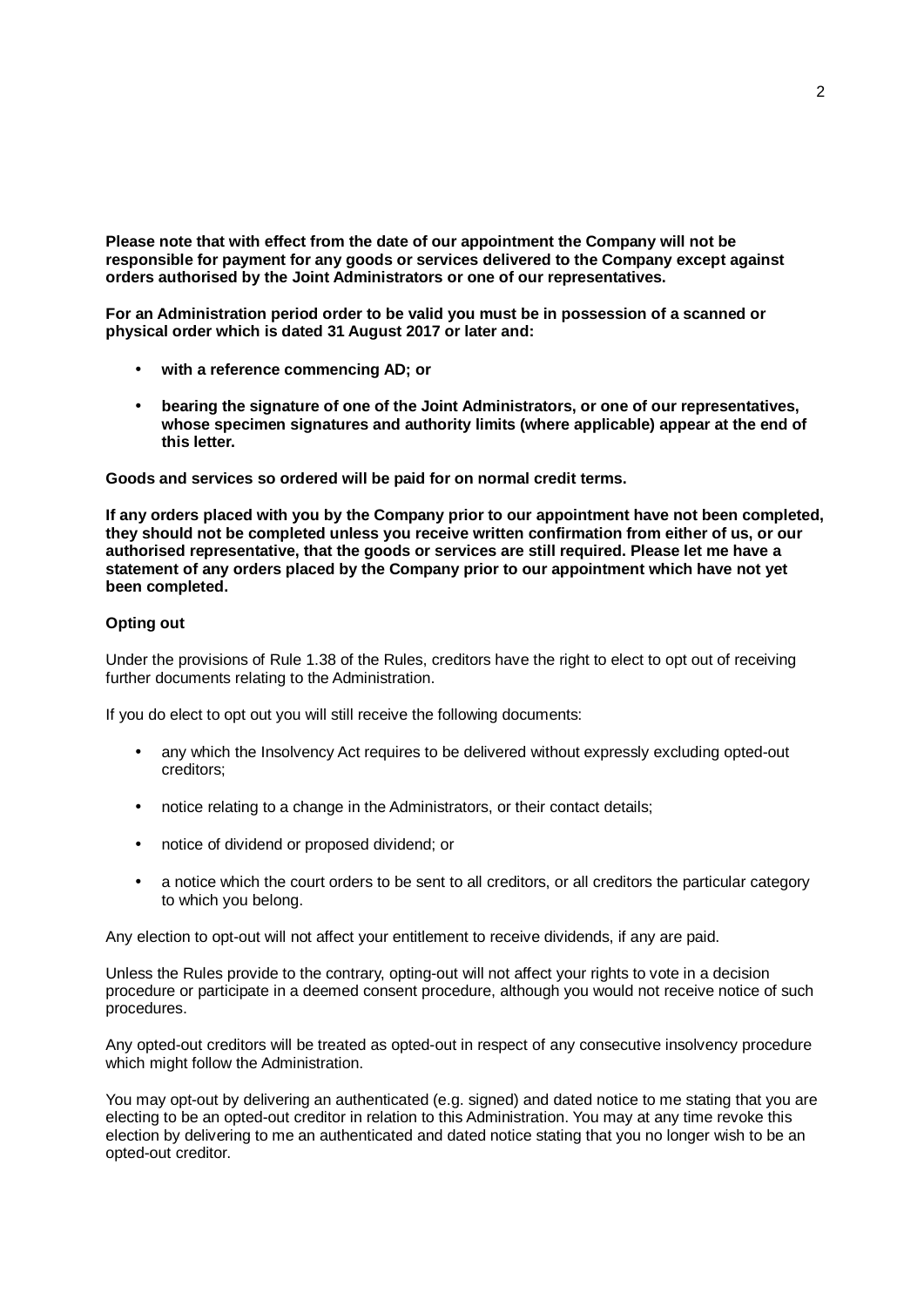**Please note that with effect from the date of our appointment the Company will not be responsible for payment for any goods or services delivered to the Company except against orders authorised by the Joint Administrators or one of our representatives.**

**For an Administration period order to be valid you must be in possession of a scanned or physical order which is dated 31 August 2017 or later and:**

- **with a reference commencing AD; or**
- **bearing the signature of one of the Joint Administrators, or one of our representatives, whose specimen signatures and authority limits (where applicable) appear at the end of this letter.**

**Goods and services so ordered will be paid for on normal credit terms.**

**If any orders placed with you by the Company prior to our appointment have not been completed, they should not be completed unless you receive written confirmation from either of us, or our authorised representative, that the goods or services are still required. Please let me have a statement of any orders placed by the Company prior to our appointment which have not yet been completed.**

**Opting out**

Under the provisions of Rule 1.38 of the Rules, creditors have the right to elect to opt out of receiving further documents relating to the Administration.

If you do elect to opt out you will still receive the following documents:

- any which the Insolvency Act requires to be delivered without expressly excluding opted-out creditors;
- notice relating to a change in the Administrators, or their contact details;
- notice of dividend or proposed dividend; or
- a notice which the court orders to be sent to all creditors, or all creditors the particular category to which you belong.

Any election to opt-out will not affect your entitlement to receive dividends, if any are paid.

Unless the Rules provide to the contrary, opting-out will not affect your rights to vote in a decision procedure or participate in a deemed consent procedure, although you would not receive notice of such procedures.

Any opted-out creditors will be treated as opted-out in respect of any consecutive insolvency procedure which might follow the Administration.

You may opt-out by delivering an authenticated (e.g. signed) and dated notice to me stating that you are electing to be an opted-out creditor in relation to this Administration. You may at any time revoke this election by delivering to me an authenticated and dated notice stating that you no longer wish to be an opted-out creditor.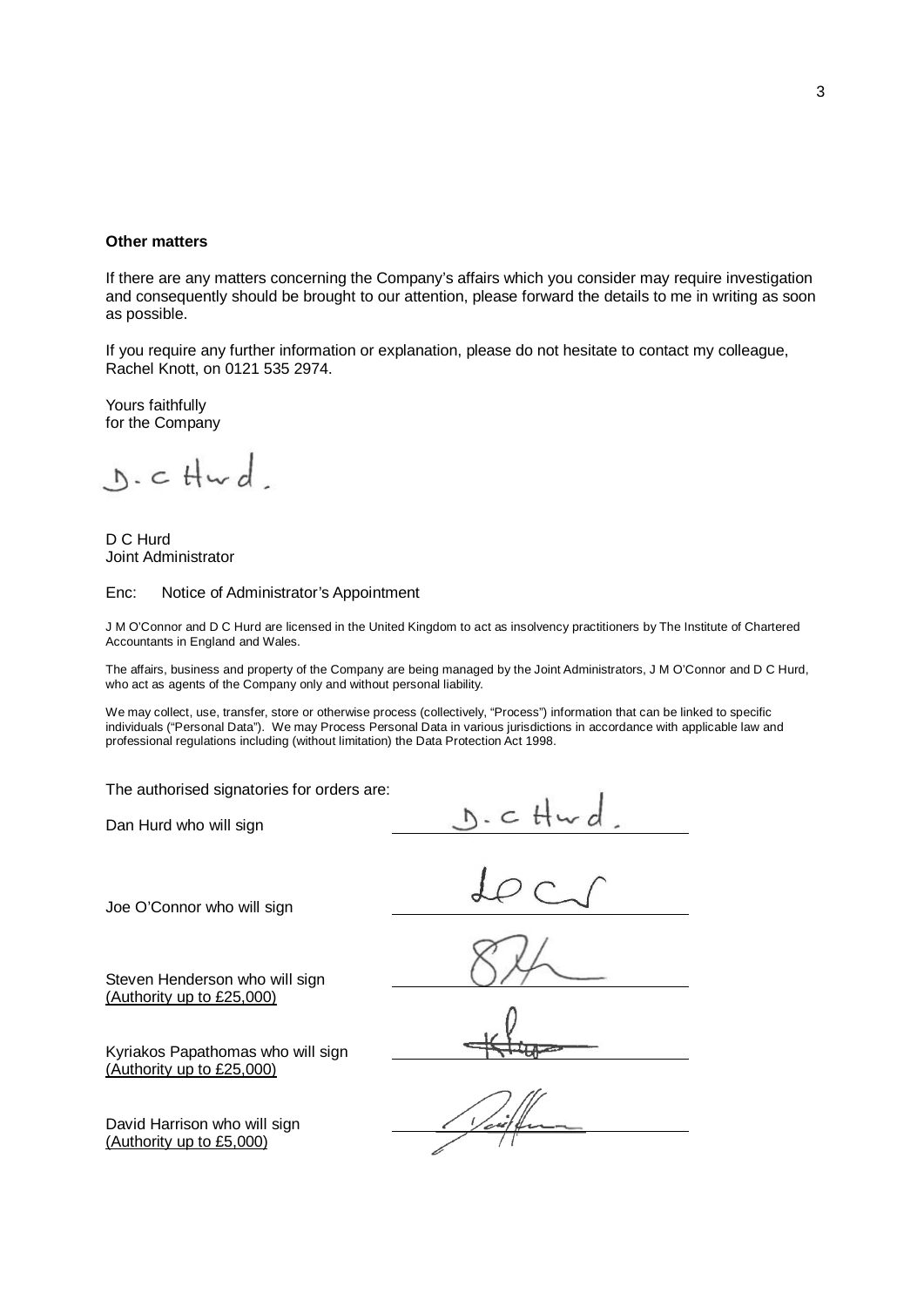**Other matters**

If there are any matters concerning the Company's affairs which you consider may require investigation and consequently should be brought to our attention, please forward the details to me in writing as soon as possible.

If you require any further information or explanation, please do not hesitate to contact my colleague, Rachel Knott, on 0121 535 2974.

Yours faithfully
for the Company

D C Hurd
Joint Administrator

Enc: Notice of Administrator's Appointment

J M O'Connor and D C Hurd are licensed in the United Kingdom to act as insolvency practitioners by The Institute of Chartered Accountants in England and Wales.

The affairs, business and property of the Company are being managed by the Joint Administrators, J M O'Connor and D C Hurd, who act as agents of the Company only and without personal liability.

We may collect, use, transfer, store or otherwise process (collectively, "Process") information that can be linked to specific individuals ("Personal Data"). We may Process Personal Data in various jurisdictions in accordance with applicable law and professional regulations including (without limitation) the Data Protection Act 1998.

The authorised signatories for orders are:

Dan Hurd who will sign ____________________

Joe O'Connor who will sign ____________________

Steven Henderson who will sign ____________________
(Authority up to £25,000)

Kyriakos Papathomas who will sign ____________________
(Authority up to £25,000)

David Harrison who will sign ____________________
(Authority up to £5,000)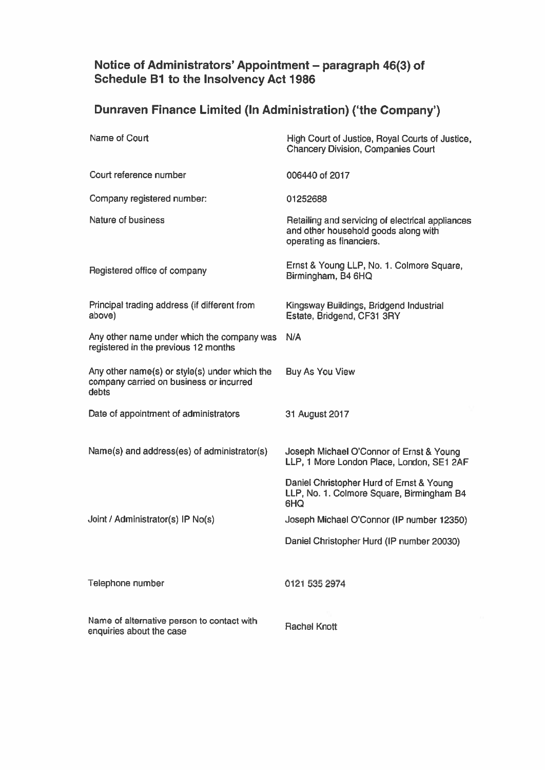## Notice of Administrators' Appointment – paragraph 46(3) of Schedule B1 to the Insolvency Act 1986

## Dunraven Finance Limited (In Administration) ('the Company')

| | |
|---|---|
| Name of Court | High Court of Justice, Royal Courts of Justice, Chancery Division, Companies Court |
| Court reference number | 006440 of 2017 |
| Company registered number: | 01252688 |
| Nature of business | Retailing and servicing of electrical appliances and other household goods along with operating as financiers. |
| Registered office of company | Ernst & Young LLP, No. 1. Colmore Square, Birmingham, B4 6HQ |
| Principal trading address (if different from above) | Kingsway Buildings, Bridgend Industrial Estate, Bridgend, CF31 3RY |
| Any other name under which the company was registered in the previous 12 months | N/A |
| Any other name(s) or style(s) under which the company carried on business or incurred debts | Buy As You View |
| Date of appointment of administrators | 31 August 2017 |
| Name(s) and address(es) of administrator(s) | Joseph Michael O'Connor of Ernst & Young LLP, 1 More London Place, London, SE1 2AF<br><br>Daniel Christopher Hurd of Ernst & Young LLP, No. 1. Colmore Square, Birmingham B4 6HQ |
| Joint / Administrator(s) IP No(s) | Joseph Michael O'Connor (IP number 12350)<br><br>Daniel Christopher Hurd (IP number 20030) |
| Telephone number | 0121 535 2974 |
| Name of alternative person to contact with enquiries about the case | Rachel Knott |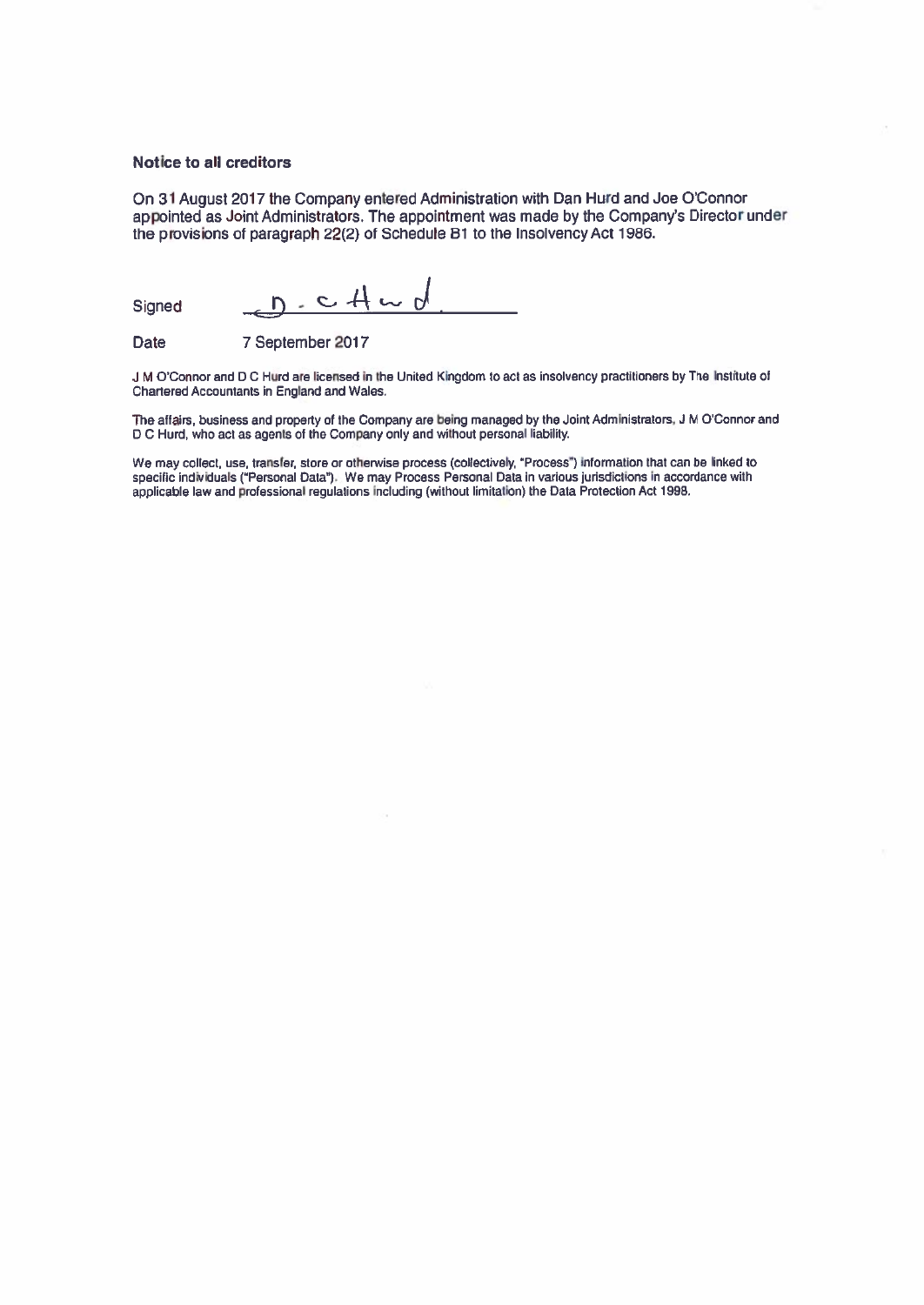**Notice to all creditors**

On 31 August 2017 the Company entered Administration with Dan Hurd and Joe O'Connor appointed as Joint Administrators. The appointment was made by the Company's Director under the provisions of paragraph 22(2) of Schedule B1 to the Insolvency Act 1986.

Signed D. C. Hurd

Date 7 September 2017

J M O'Connor and D C Hurd are licensed in the United Kingdom to act as insolvency practitioners by The Institute of Chartered Accountants in England and Wales.

The affairs, business and property of the Company are being managed by the Joint Administrators, J M O'Connor and D C Hurd, who act as agents of the Company only and without personal liability.

We may collect, use, transfer, store or otherwise process (collectively, "Process") information that can be linked to specific individuals ("Personal Data"). We may Process Personal Data in various jurisdictions in accordance with applicable law and professional regulations including (without limitation) the Data Protection Act 1998.